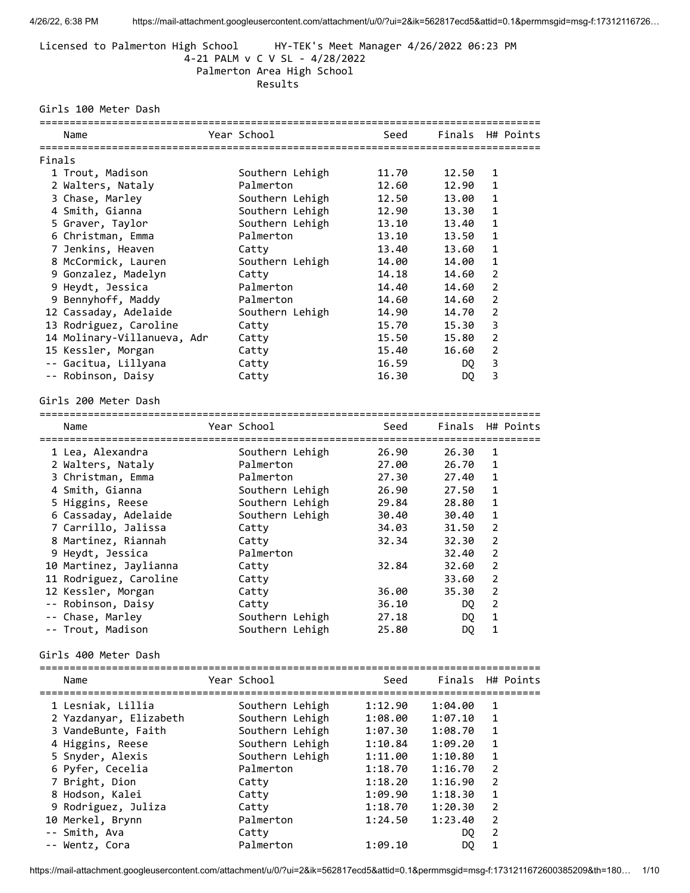Licensed to Palmerton High School HY-TEK's Meet Manager 4/26/2022 06:23 PM

4-21 PALM v C V SL - 4/28/2022

Palmerton Area High School

Results

## Girls 100 Meter Dash

| | Name | Year | School | Seed | Finals | H# | Points |
|---|---|---|---|---|---|---|---|
| **Finals** | | | | | | | |
| 1 | Trout, Madison | | Southern Lehigh | 11.70 | 12.50 | 1 | |
| 2 | Walters, Nataly | | Palmerton | 12.60 | 12.90 | 1 | |
| 3 | Chase, Marley | | Southern Lehigh | 12.50 | 13.00 | 1 | |
| 4 | Smith, Gianna | | Southern Lehigh | 12.90 | 13.30 | 1 | |
| 5 | Graver, Taylor | | Southern Lehigh | 13.10 | 13.40 | 1 | |
| 6 | Christman, Emma | | Palmerton | 13.10 | 13.50 | 1 | |
| 7 | Jenkins, Heaven | | Catty | 13.40 | 13.60 | 1 | |
| 8 | McCormick, Lauren | | Southern Lehigh | 14.00 | 14.00 | 1 | |
| 9 | Gonzalez, Madelyn | | Catty | 14.18 | 14.60 | 2 | |
| 9 | Heydt, Jessica | | Palmerton | 14.40 | 14.60 | 2 | |
| 9 | Bennyhoff, Maddy | | Palmerton | 14.60 | 14.60 | 2 | |
| 12 | Cassaday, Adelaide | | Southern Lehigh | 14.90 | 14.70 | 2 | |
| 13 | Rodriguez, Caroline | | Catty | 15.70 | 15.30 | 3 | |
| 14 | Molinary-Villanueva, Adr | | Catty | 15.50 | 15.80 | 2 | |
| 15 | Kessler, Morgan | | Catty | 15.40 | 16.60 | 2 | |
| -- | Gacitua, Lillyana | | Catty | 16.59 | DQ | 3 | |
| -- | Robinson, Daisy | | Catty | 16.30 | DQ | 3 | |

## Girls 200 Meter Dash

| | Name | Year | School | Seed | Finals | H# | Points |
|---|---|---|---|---|---|---|---|
| 1 | Lea, Alexandra | | Southern Lehigh | 26.90 | 26.30 | 1 | |
| 2 | Walters, Nataly | | Palmerton | 27.00 | 26.70 | 1 | |
| 3 | Christman, Emma | | Palmerton | 27.30 | 27.40 | 1 | |
| 4 | Smith, Gianna | | Southern Lehigh | 26.90 | 27.50 | 1 | |
| 5 | Higgins, Reese | | Southern Lehigh | 29.84 | 28.80 | 1 | |
| 6 | Cassaday, Adelaide | | Southern Lehigh | 30.40 | 30.40 | 1 | |
| 7 | Carrillo, Jalissa | | Catty | 34.03 | 31.50 | 2 | |
| 8 | Martinez, Riannah | | Catty | 32.34 | 32.30 | 2 | |
| 9 | Heydt, Jessica | | Palmerton | | 32.40 | 2 | |
| 10 | Martinez, Jaylianna | | Catty | 32.84 | 32.60 | 2 | |
| 11 | Rodriguez, Caroline | | Catty | | 33.60 | 2 | |
| 12 | Kessler, Morgan | | Catty | 36.00 | 35.30 | 2 | |
| -- | Robinson, Daisy | | Catty | 36.10 | DQ | 2 | |
| -- | Chase, Marley | | Southern Lehigh | 27.18 | DQ | 1 | |
| -- | Trout, Madison | | Southern Lehigh | 25.80 | DQ | 1 | |

## Girls 400 Meter Dash

| | Name | Year | School | Seed | Finals | H# | Points |
|---|---|---|---|---|---|---|---|
| 1 | Lesniak, Lillia | | Southern Lehigh | 1:12.90 | 1:04.00 | 1 | |
| 2 | Yazdanyar, Elizabeth | | Southern Lehigh | 1:08.00 | 1:07.10 | 1 | |
| 3 | VandeBunte, Faith | | Southern Lehigh | 1:07.30 | 1:08.70 | 1 | |
| 4 | Higgins, Reese | | Southern Lehigh | 1:10.84 | 1:09.20 | 1 | |
| 5 | Snyder, Alexis | | Southern Lehigh | 1:11.00 | 1:10.80 | 1 | |
| 6 | Pyfer, Cecelia | | Palmerton | 1:18.70 | 1:16.70 | 2 | |
| 7 | Bright, Dion | | Catty | 1:18.20 | 1:16.90 | 2 | |
| 8 | Hodson, Kalei | | Catty | 1:09.90 | 1:18.30 | 1 | |
| 9 | Rodriguez, Juliza | | Catty | 1:18.70 | 1:20.30 | 2 | |
| 10 | Merkel, Brynn | | Palmerton | 1:24.50 | 1:23.40 | 2 | |
| -- | Smith, Ava | | Catty | | DQ | 2 | |
| -- | Wentz, Cora | | Palmerton | 1:09.10 | DQ | 1 | |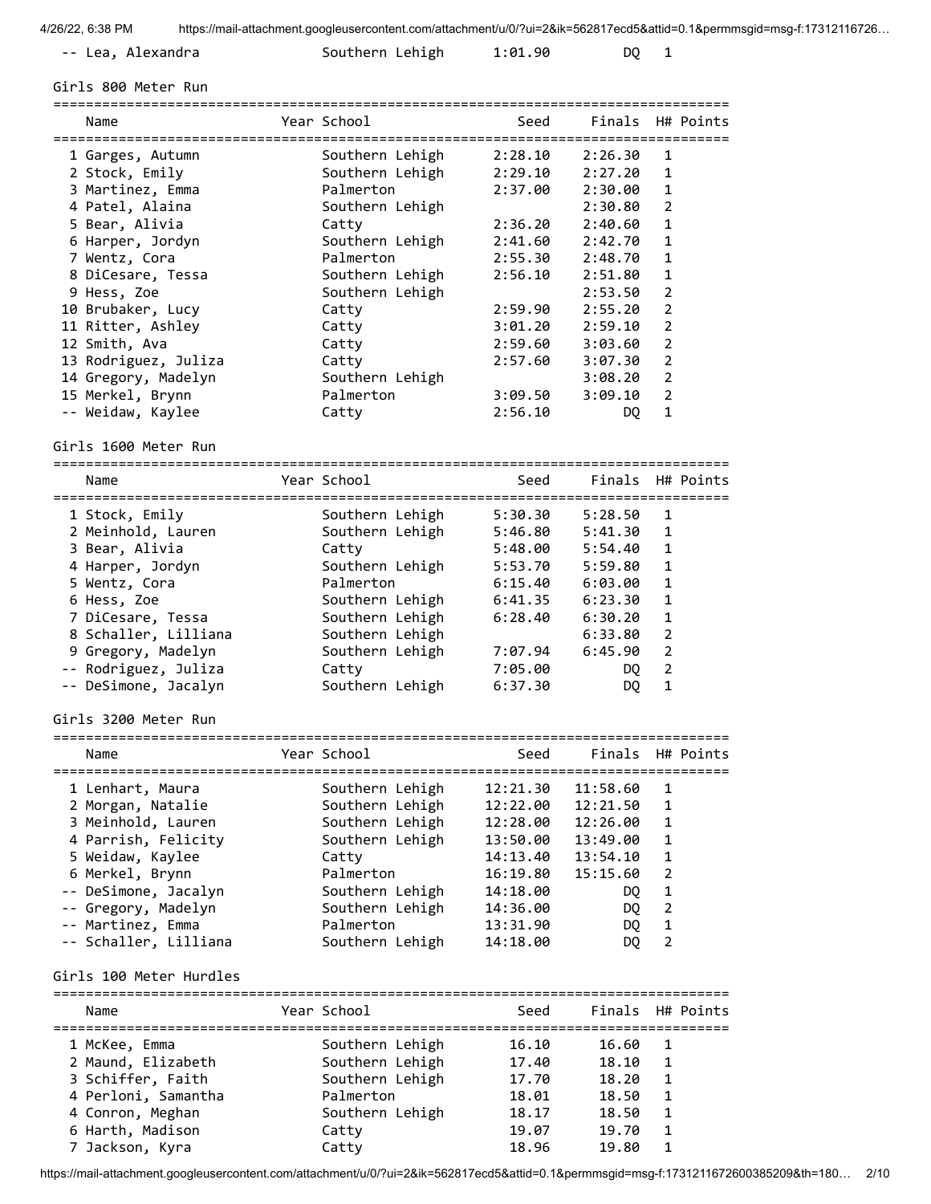| | Name | Year | School | Seed | Finals | H# | Points |
|---|---|---|---|---|---|---|---|
| -- | Lea, Alexandra | | Southern Lehigh | 1:01.90 | DQ | 1 | |

## Girls 800 Meter Run

| | Name | Year | School | Seed | Finals | H# | Points |
|---|---|---|---|---|---|---|---|
| 1 | Garges, Autumn | | Southern Lehigh | 2:28.10 | 2:26.30 | 1 | |
| 2 | Stock, Emily | | Southern Lehigh | 2:29.10 | 2:27.20 | 1 | |
| 3 | Martinez, Emma | | Palmerton | 2:37.00 | 2:30.00 | 1 | |
| 4 | Patel, Alaina | | Southern Lehigh | | 2:30.80 | 2 | |
| 5 | Bear, Alivia | | Catty | 2:36.20 | 2:40.60 | 1 | |
| 6 | Harper, Jordyn | | Southern Lehigh | 2:41.60 | 2:42.70 | 1 | |
| 7 | Wentz, Cora | | Palmerton | 2:55.30 | 2:48.70 | 1 | |
| 8 | DiCesare, Tessa | | Southern Lehigh | 2:56.10 | 2:51.80 | 1 | |
| 9 | Hess, Zoe | | Southern Lehigh | | 2:53.50 | 2 | |
| 10 | Brubaker, Lucy | | Catty | 2:59.90 | 2:55.20 | 2 | |
| 11 | Ritter, Ashley | | Catty | 3:01.20 | 2:59.10 | 2 | |
| 12 | Smith, Ava | | Catty | 2:59.60 | 3:03.60 | 2 | |
| 13 | Rodriguez, Juliza | | Catty | 2:57.60 | 3:07.30 | 2 | |
| 14 | Gregory, Madelyn | | Southern Lehigh | | 3:08.20 | 2 | |
| 15 | Merkel, Brynn | | Palmerton | 3:09.50 | 3:09.10 | 2 | |
| -- | Weidaw, Kaylee | | Catty | 2:56.10 | DQ | 1 | |

## Girls 1600 Meter Run

| | Name | Year | School | Seed | Finals | H# | Points |
|---|---|---|---|---|---|---|---|
| 1 | Stock, Emily | | Southern Lehigh | 5:30.30 | 5:28.50 | 1 | |
| 2 | Meinhold, Lauren | | Southern Lehigh | 5:46.80 | 5:41.30 | 1 | |
| 3 | Bear, Alivia | | Catty | 5:48.00 | 5:54.40 | 1 | |
| 4 | Harper, Jordyn | | Southern Lehigh | 5:53.70 | 5:59.80 | 1 | |
| 5 | Wentz, Cora | | Palmerton | 6:15.40 | 6:03.00 | 1 | |
| 6 | Hess, Zoe | | Southern Lehigh | 6:41.35 | 6:23.30 | 1 | |
| 7 | DiCesare, Tessa | | Southern Lehigh | 6:28.40 | 6:30.20 | 1 | |
| 8 | Schaller, Lilliana | | Southern Lehigh | | 6:33.80 | 2 | |
| 9 | Gregory, Madelyn | | Southern Lehigh | 7:07.94 | 6:45.90 | 2 | |
| -- | Rodriguez, Juliza | | Catty | 7:05.00 | DQ | 2 | |
| -- | DeSimone, Jacalyn | | Southern Lehigh | 6:37.30 | DQ | 1 | |

## Girls 3200 Meter Run

| | Name | Year | School | Seed | Finals | H# | Points |
|---|---|---|---|---|---|---|---|
| 1 | Lenhart, Maura | | Southern Lehigh | 12:21.30 | 11:58.60 | 1 | |
| 2 | Morgan, Natalie | | Southern Lehigh | 12:22.00 | 12:21.50 | 1 | |
| 3 | Meinhold, Lauren | | Southern Lehigh | 12:28.00 | 12:26.00 | 1 | |
| 4 | Parrish, Felicity | | Southern Lehigh | 13:50.00 | 13:49.00 | 1 | |
| 5 | Weidaw, Kaylee | | Catty | 14:13.40 | 13:54.10 | 1 | |
| 6 | Merkel, Brynn | | Palmerton | 16:19.80 | 15:15.60 | 2 | |
| -- | DeSimone, Jacalyn | | Southern Lehigh | 14:18.00 | DQ | 1 | |
| -- | Gregory, Madelyn | | Southern Lehigh | 14:36.00 | DQ | 2 | |
| -- | Martinez, Emma | | Palmerton | 13:31.90 | DQ | 1 | |
| -- | Schaller, Lilliana | | Southern Lehigh | 14:18.00 | DQ | 2 | |

## Girls 100 Meter Hurdles

| | Name | Year | School | Seed | Finals | H# | Points |
|---|---|---|---|---|---|---|---|
| 1 | McKee, Emma | | Southern Lehigh | 16.10 | 16.60 | 1 | |
| 2 | Maund, Elizabeth | | Southern Lehigh | 17.40 | 18.10 | 1 | |
| 3 | Schiffer, Faith | | Southern Lehigh | 17.70 | 18.20 | 1 | |
| 4 | Perloni, Samantha | | Palmerton | 18.01 | 18.50 | 1 | |
| 4 | Conron, Meghan | | Southern Lehigh | 18.17 | 18.50 | 1 | |
| 6 | Harth, Madison | | Catty | 19.07 | 19.70 | 1 | |
| 7 | Jackson, Kyra | | Catty | 18.96 | 19.80 | 1 | |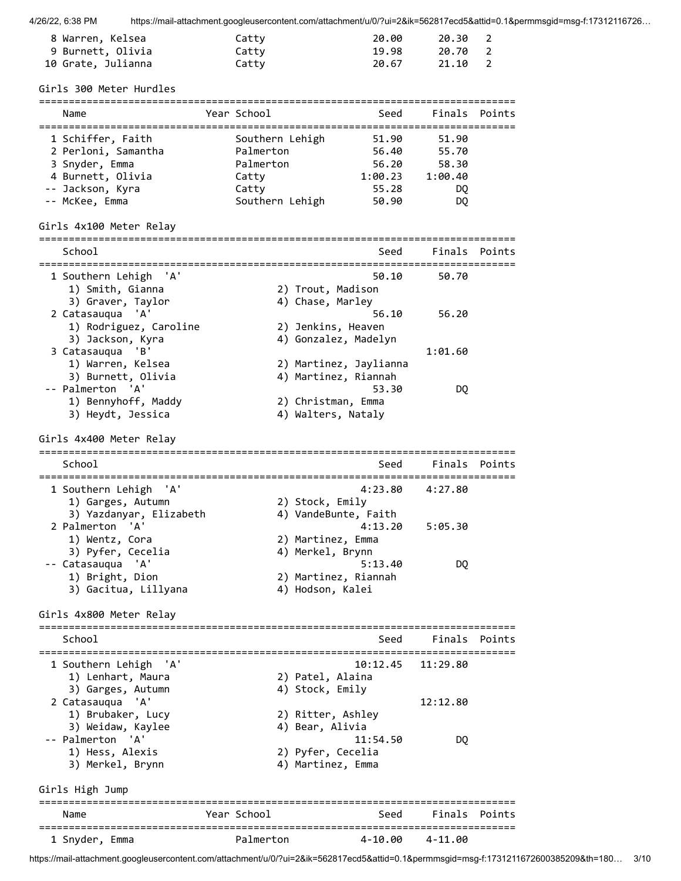| Place | Name | Year | School | Seed | Finals | Points |
|---|---|---|---|---|---|---|
| 8 | Warren, Kelsea | | Catty | 20.00 | 20.30 | 2 |
| 9 | Burnett, Olivia | | Catty | 19.98 | 20.70 | 2 |
| 10 | Grate, Julianna | | Catty | 20.67 | 21.10 | 2 |

## Girls 300 Meter Hurdles

| Place | Name | Year | School | Seed | Finals | Points |
|---|---|---|---|---|---|---|
| 1 | Schiffer, Faith | | Southern Lehigh | 51.90 | 51.90 | |
| 2 | Perloni, Samantha | | Palmerton | 56.40 | 55.70 | |
| 3 | Snyder, Emma | | Palmerton | 56.20 | 58.30 | |
| 4 | Burnett, Olivia | | Catty | 1:00.23 | 1:00.40 | |
| -- | Jackson, Kyra | | Catty | 55.28 | DQ | |
| -- | McKee, Emma | | Southern Lehigh | 50.90 | DQ | |

## Girls 4x100 Meter Relay

| Place | School | Seed | Finals | Points |
|---|---|---|---|---|
| 1 | Southern Lehigh 'A' | 50.10 | 50.70 | |
| | 1) Smith, Gianna; 2) Trout, Madison; 3) Graver, Taylor; 4) Chase, Marley | | | |
| 2 | Catasauqua 'A' | 56.10 | 56.20 | |
| | 1) Rodriguez, Caroline; 2) Jenkins, Heaven; 3) Jackson, Kyra; 4) Gonzalez, Madelyn | | | |
| 3 | Catasauqua 'B' | | 1:01.60 | |
| | 1) Warren, Kelsea; 2) Martinez, Jaylianna; 3) Burnett, Olivia; 4) Martinez, Riannah | | | |
| -- | Palmerton 'A' | 53.30 | DQ | |
| | 1) Bennyhoff, Maddy; 2) Christman, Emma; 3) Heydt, Jessica; 4) Walters, Nataly | | | |

## Girls 4x400 Meter Relay

| Place | School | Seed | Finals | Points |
|---|---|---|---|---|
| 1 | Southern Lehigh 'A' | 4:23.80 | 4:27.80 | |
| | 1) Garges, Autumn; 2) Stock, Emily; 3) Yazdanyar, Elizabeth; 4) VandeBunte, Faith | | | |
| 2 | Palmerton 'A' | 4:13.20 | 5:05.30 | |
| | 1) Wentz, Cora; 2) Martinez, Emma; 3) Pyfer, Cecelia; 4) Merkel, Brynn | | | |
| -- | Catasauqua 'A' | 5:13.40 | DQ | |
| | 1) Bright, Dion; 2) Martinez, Riannah; 3) Gacitua, Lillyana; 4) Hodson, Kalei | | | |

## Girls 4x800 Meter Relay

| Place | School | Seed | Finals | Points |
|---|---|---|---|---|
| 1 | Southern Lehigh 'A' | 10:12.45 | 11:29.80 | |
| | 1) Lenhart, Maura; 2) Patel, Alaina; 3) Garges, Autumn; 4) Stock, Emily | | | |
| 2 | Catasauqua 'A' | | 12:12.80 | |
| | 1) Brubaker, Lucy; 2) Ritter, Ashley; 3) Weidaw, Kaylee; 4) Bear, Alivia | | | |
| -- | Palmerton 'A' | 11:54.50 | DQ | |
| | 1) Hess, Alexis; 2) Pyfer, Cecelia; 3) Merkel, Brynn; 4) Martinez, Emma | | | |

## Girls High Jump

| Place | Name | Year | School | Seed | Finals | Points |
|---|---|---|---|---|---|---|
| 1 | Snyder, Emma | | Palmerton | 4-10.00 | 4-11.00 | |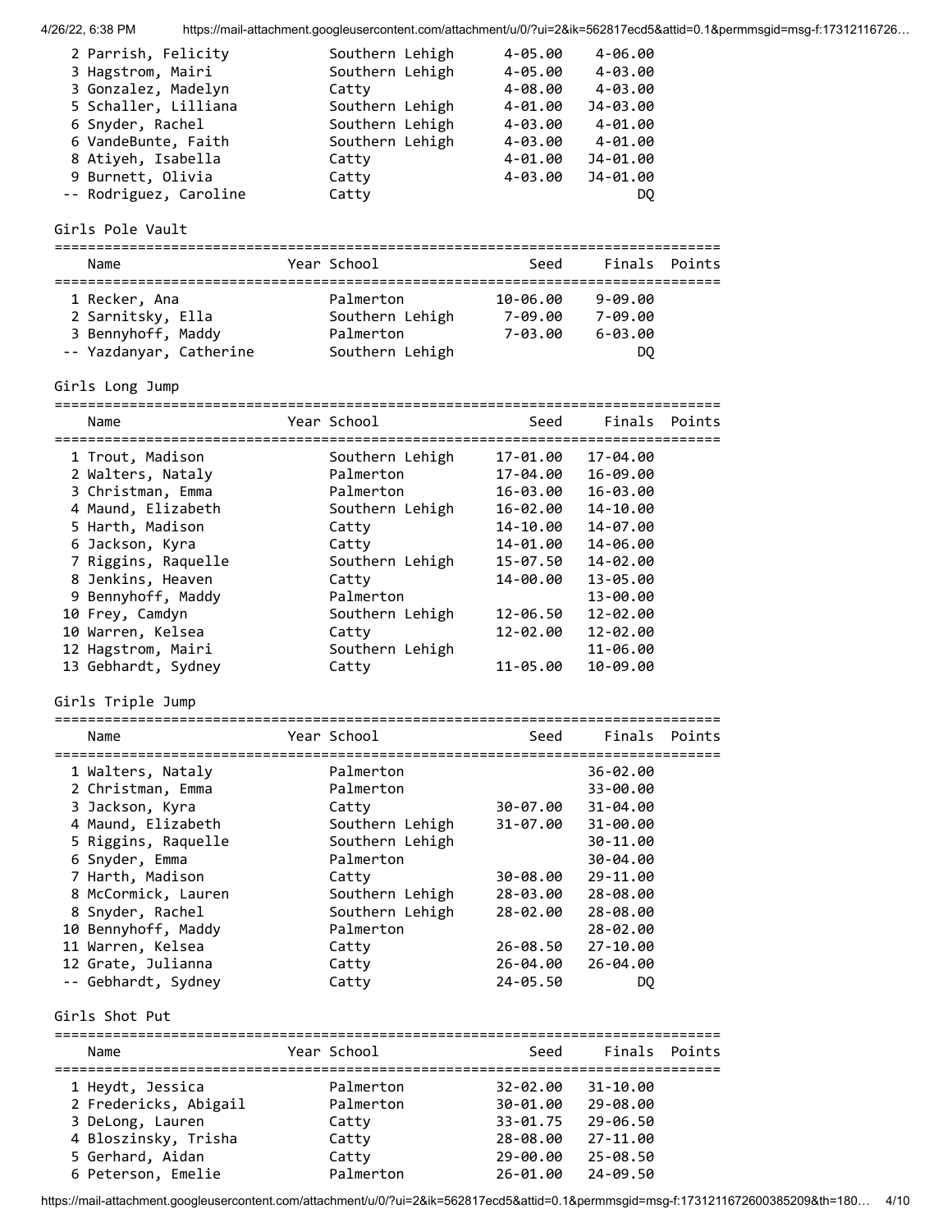| Place | Name | Year | School | Seed | Finals | Points |
|---|---|---|---|---|---|---|
| 2 | Parrish, Felicity | | Southern Lehigh | 4-05.00 | 4-06.00 | |
| 3 | Hagstrom, Mairi | | Southern Lehigh | 4-05.00 | 4-03.00 | |
| 3 | Gonzalez, Madelyn | | Catty | 4-08.00 | 4-03.00 | |
| 5 | Schaller, Lilliana | | Southern Lehigh | 4-01.00 | J4-03.00 | |
| 6 | Snyder, Rachel | | Southern Lehigh | 4-03.00 | 4-01.00 | |
| 6 | VandeBunte, Faith | | Southern Lehigh | 4-03.00 | 4-01.00 | |
| 8 | Atiyeh, Isabella | | Catty | 4-01.00 | J4-01.00 | |
| 9 | Burnett, Olivia | | Catty | 4-03.00 | J4-01.00 | |
| -- | Rodriguez, Caroline | | Catty | | DQ | |

## Girls Pole Vault

| Place | Name | Year | School | Seed | Finals | Points |
|---|---|---|---|---|---|---|
| 1 | Recker, Ana | | Palmerton | 10-06.00 | 9-09.00 | |
| 2 | Sarnitsky, Ella | | Southern Lehigh | 7-09.00 | 7-09.00 | |
| 3 | Bennyhoff, Maddy | | Palmerton | 7-03.00 | 6-03.00 | |
| -- | Yazdanyar, Catherine | | Southern Lehigh | | DQ | |

## Girls Long Jump

| Place | Name | Year | School | Seed | Finals | Points |
|---|---|---|---|---|---|---|
| 1 | Trout, Madison | | Southern Lehigh | 17-01.00 | 17-04.00 | |
| 2 | Walters, Nataly | | Palmerton | 17-04.00 | 16-09.00 | |
| 3 | Christman, Emma | | Palmerton | 16-03.00 | 16-03.00 | |
| 4 | Maund, Elizabeth | | Southern Lehigh | 16-02.00 | 14-10.00 | |
| 5 | Harth, Madison | | Catty | 14-10.00 | 14-07.00 | |
| 6 | Jackson, Kyra | | Catty | 14-01.00 | 14-06.00 | |
| 7 | Riggins, Raquelle | | Southern Lehigh | 15-07.50 | 14-02.00 | |
| 8 | Jenkins, Heaven | | Catty | 14-00.00 | 13-05.00 | |
| 9 | Bennyhoff, Maddy | | Palmerton | | 13-00.00 | |
| 10 | Frey, Camdyn | | Southern Lehigh | 12-06.50 | 12-02.00 | |
| 10 | Warren, Kelsea | | Catty | 12-02.00 | 12-02.00 | |
| 12 | Hagstrom, Mairi | | Southern Lehigh | | 11-06.00 | |
| 13 | Gebhardt, Sydney | | Catty | 11-05.00 | 10-09.00 | |

## Girls Triple Jump

| Place | Name | Year | School | Seed | Finals | Points |
|---|---|---|---|---|---|---|
| 1 | Walters, Nataly | | Palmerton | | 36-02.00 | |
| 2 | Christman, Emma | | Palmerton | | 33-00.00 | |
| 3 | Jackson, Kyra | | Catty | 30-07.00 | 31-04.00 | |
| 4 | Maund, Elizabeth | | Southern Lehigh | 31-07.00 | 31-00.00 | |
| 5 | Riggins, Raquelle | | Southern Lehigh | | 30-11.00 | |
| 6 | Snyder, Emma | | Palmerton | | 30-04.00 | |
| 7 | Harth, Madison | | Catty | 30-08.00 | 29-11.00 | |
| 8 | McCormick, Lauren | | Southern Lehigh | 28-03.00 | 28-08.00 | |
| 8 | Snyder, Rachel | | Southern Lehigh | 28-02.00 | 28-08.00 | |
| 10 | Bennyhoff, Maddy | | Palmerton | | 28-02.00 | |
| 11 | Warren, Kelsea | | Catty | 26-08.50 | 27-10.00 | |
| 12 | Grate, Julianna | | Catty | 26-04.00 | 26-04.00 | |
| -- | Gebhardt, Sydney | | Catty | 24-05.50 | DQ | |

## Girls Shot Put

| Place | Name | Year | School | Seed | Finals | Points |
|---|---|---|---|---|---|---|
| 1 | Heydt, Jessica | | Palmerton | 32-02.00 | 31-10.00 | |
| 2 | Fredericks, Abigail | | Palmerton | 30-01.00 | 29-08.00 | |
| 3 | DeLong, Lauren | | Catty | 33-01.75 | 29-06.50 | |
| 4 | Bloszinsky, Trisha | | Catty | 28-08.00 | 27-11.00 | |
| 5 | Gerhard, Aidan | | Catty | 29-00.00 | 25-08.50 | |
| 6 | Peterson, Emelie | | Palmerton | 26-01.00 | 24-09.50 | |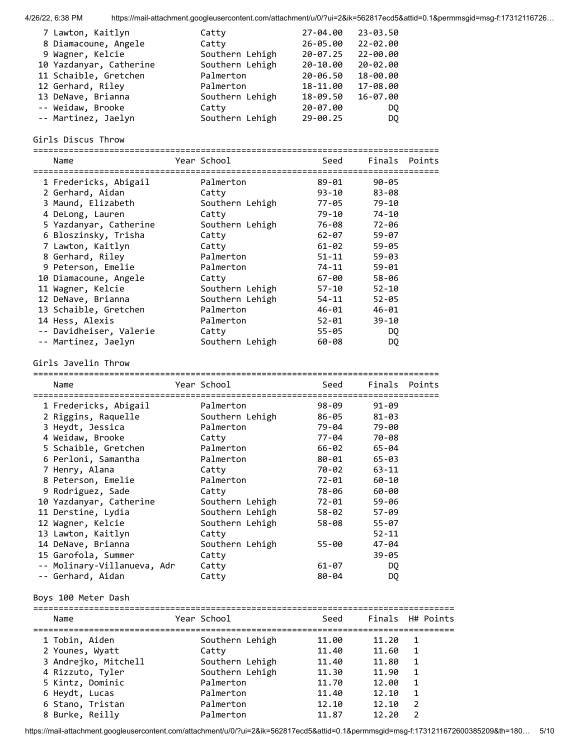| Place | Name | Year | School | Seed | Finals | Points |
|---|---|---|---|---|---|---|
| 7 | Lawton, Kaitlyn | | Catty | 27-04.00 | 23-03.50 | |
| 8 | Diamacoune, Angele | | Catty | 26-05.00 | 22-02.00 | |
| 9 | Wagner, Kelcie | | Southern Lehigh | 20-07.25 | 22-00.00 | |
| 10 | Yazdanyar, Catherine | | Southern Lehigh | 20-10.00 | 20-02.00 | |
| 11 | Schaible, Gretchen | | Palmerton | 20-06.50 | 18-00.00 | |
| 12 | Gerhard, Riley | | Palmerton | 18-11.00 | 17-08.00 | |
| 13 | DeNave, Brianna | | Southern Lehigh | 18-09.50 | 16-07.00 | |
| -- | Weidaw, Brooke | | Catty | 20-07.00 | DQ | |
| -- | Martinez, Jaelyn | | Southern Lehigh | 29-00.25 | DQ | |

## Girls Discus Throw

| Place | Name | Year | School | Seed | Finals | Points |
|---|---|---|---|---|---|---|
| 1 | Fredericks, Abigail | | Palmerton | 89-01 | 90-05 | |
| 2 | Gerhard, Aidan | | Catty | 93-10 | 83-08 | |
| 3 | Maund, Elizabeth | | Southern Lehigh | 77-05 | 79-10 | |
| 4 | DeLong, Lauren | | Catty | 79-10 | 74-10 | |
| 5 | Yazdanyar, Catherine | | Southern Lehigh | 76-08 | 72-06 | |
| 6 | Bloszinsky, Trisha | | Catty | 62-07 | 59-07 | |
| 7 | Lawton, Kaitlyn | | Catty | 61-02 | 59-05 | |
| 8 | Gerhard, Riley | | Palmerton | 51-11 | 59-03 | |
| 9 | Peterson, Emelie | | Palmerton | 74-11 | 59-01 | |
| 10 | Diamacoune, Angele | | Catty | 67-00 | 58-06 | |
| 11 | Wagner, Kelcie | | Southern Lehigh | 57-10 | 52-10 | |
| 12 | DeNave, Brianna | | Southern Lehigh | 54-11 | 52-05 | |
| 13 | Schaible, Gretchen | | Palmerton | 46-01 | 46-01 | |
| 14 | Hess, Alexis | | Palmerton | 52-01 | 39-10 | |
| -- | Davidheiser, Valerie | | Catty | 55-05 | DQ | |
| -- | Martinez, Jaelyn | | Southern Lehigh | 60-08 | DQ | |

## Girls Javelin Throw

| Place | Name | Year | School | Seed | Finals | Points |
|---|---|---|---|---|---|---|
| 1 | Fredericks, Abigail | | Palmerton | 98-09 | 91-09 | |
| 2 | Riggins, Raquelle | | Southern Lehigh | 86-05 | 81-03 | |
| 3 | Heydt, Jessica | | Palmerton | 79-04 | 79-00 | |
| 4 | Weidaw, Brooke | | Catty | 77-04 | 70-08 | |
| 5 | Schaible, Gretchen | | Palmerton | 66-02 | 65-04 | |
| 6 | Perloni, Samantha | | Palmerton | 80-01 | 65-03 | |
| 7 | Henry, Alana | | Catty | 70-02 | 63-11 | |
| 8 | Peterson, Emelie | | Palmerton | 72-01 | 60-10 | |
| 9 | Rodriguez, Sade | | Catty | 78-06 | 60-00 | |
| 10 | Yazdanyar, Catherine | | Southern Lehigh | 72-01 | 59-06 | |
| 11 | Derstine, Lydia | | Southern Lehigh | 58-02 | 57-09 | |
| 12 | Wagner, Kelcie | | Southern Lehigh | 58-08 | 55-07 | |
| 13 | Lawton, Kaitlyn | | Catty | | 52-11 | |
| 14 | DeNave, Brianna | | Southern Lehigh | 55-00 | 47-04 | |
| 15 | Garofola, Summer | | Catty | | 39-05 | |
| -- | Molinary-Villanueva, Adr | | Catty | 61-07 | DQ | |
| -- | Gerhard, Aidan | | Catty | 80-04 | DQ | |

## Boys 100 Meter Dash

| Place | Name | Year | School | Seed | Finals | H# | Points |
|---|---|---|---|---|---|---|---|
| 1 | Tobin, Aiden | | Southern Lehigh | 11.00 | 11.20 | 1 | |
| 2 | Younes, Wyatt | | Catty | 11.40 | 11.60 | 1 | |
| 3 | Andrejko, Mitchell | | Southern Lehigh | 11.40 | 11.80 | 1 | |
| 4 | Rizzuto, Tyler | | Southern Lehigh | 11.30 | 11.90 | 1 | |
| 5 | Kintz, Dominic | | Palmerton | 11.70 | 12.00 | 1 | |
| 6 | Heydt, Lucas | | Palmerton | 11.40 | 12.10 | 1 | |
| 6 | Stano, Tristan | | Palmerton | 12.10 | 12.10 | 2 | |
| 8 | Burke, Reilly | | Palmerton | 11.87 | 12.20 | 2 | |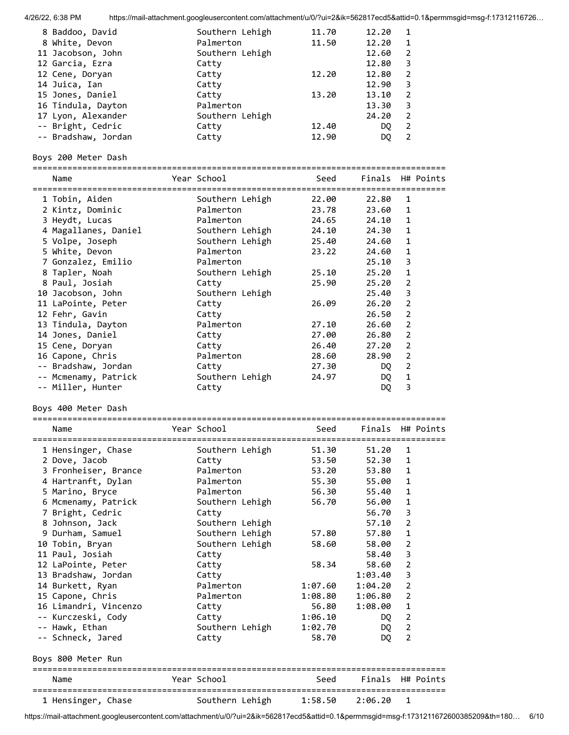| Place | Name | Year | School | Seed | Finals | H# | Points |
|---|---|---|---|---|---|---|---|
| 8 | Baddoo, David | | Southern Lehigh | 11.70 | 12.20 | 1 | |
| 8 | White, Devon | | Palmerton | 11.50 | 12.20 | 1 | |
| 11 | Jacobson, John | | Southern Lehigh | | 12.60 | 2 | |
| 12 | Garcia, Ezra | | Catty | | 12.80 | 3 | |
| 12 | Cene, Doryan | | Catty | 12.20 | 12.80 | 2 | |
| 14 | Juica, Ian | | Catty | | 12.90 | 3 | |
| 15 | Jones, Daniel | | Catty | 13.20 | 13.10 | 2 | |
| 16 | Tindula, Dayton | | Palmerton | | 13.30 | 3 | |
| 17 | Lyon, Alexander | | Southern Lehigh | | 24.20 | 2 | |
| -- | Bright, Cedric | | Catty | 12.40 | DQ | 2 | |
| -- | Bradshaw, Jordan | | Catty | 12.90 | DQ | 2 | |

Boys 200 Meter Dash

| Place | Name | Year | School | Seed | Finals | H# | Points |
|---|---|---|---|---|---|---|---|
| 1 | Tobin, Aiden | | Southern Lehigh | 22.00 | 22.80 | 1 | |
| 2 | Kintz, Dominic | | Palmerton | 23.78 | 23.60 | 1 | |
| 3 | Heydt, Lucas | | Palmerton | 24.65 | 24.10 | 1 | |
| 4 | Magallanes, Daniel | | Southern Lehigh | 24.10 | 24.30 | 1 | |
| 5 | Volpe, Joseph | | Southern Lehigh | 25.40 | 24.60 | 1 | |
| 5 | White, Devon | | Palmerton | 23.22 | 24.60 | 1 | |
| 7 | Gonzalez, Emilio | | Palmerton | | 25.10 | 3 | |
| 8 | Tapler, Noah | | Southern Lehigh | 25.10 | 25.20 | 1 | |
| 8 | Paul, Josiah | | Catty | 25.90 | 25.20 | 2 | |
| 10 | Jacobson, John | | Southern Lehigh | | 25.40 | 3 | |
| 11 | LaPointe, Peter | | Catty | 26.09 | 26.20 | 2 | |
| 12 | Fehr, Gavin | | Catty | | 26.50 | 2 | |
| 13 | Tindula, Dayton | | Palmerton | 27.10 | 26.60 | 2 | |
| 14 | Jones, Daniel | | Catty | 27.00 | 26.80 | 2 | |
| 15 | Cene, Doryan | | Catty | 26.40 | 27.20 | 2 | |
| 16 | Capone, Chris | | Palmerton | 28.60 | 28.90 | 2 | |
| -- | Bradshaw, Jordan | | Catty | 27.30 | DQ | 2 | |
| -- | Mcmenamy, Patrick | | Southern Lehigh | 24.97 | DQ | 1 | |
| -- | Miller, Hunter | | Catty | | DQ | 3 | |

Boys 400 Meter Dash

| Place | Name | Year | School | Seed | Finals | H# | Points |
|---|---|---|---|---|---|---|---|
| 1 | Hensinger, Chase | | Southern Lehigh | 51.30 | 51.20 | 1 | |
| 2 | Dove, Jacob | | Catty | 53.50 | 52.30 | 1 | |
| 3 | Fronheiser, Brance | | Palmerton | 53.20 | 53.80 | 1 | |
| 4 | Hartranft, Dylan | | Palmerton | 55.30 | 55.00 | 1 | |
| 5 | Marino, Bryce | | Palmerton | 56.30 | 55.40 | 1 | |
| 6 | Mcmenamy, Patrick | | Southern Lehigh | 56.70 | 56.00 | 1 | |
| 7 | Bright, Cedric | | Catty | | 56.70 | 3 | |
| 8 | Johnson, Jack | | Southern Lehigh | | 57.10 | 2 | |
| 9 | Durham, Samuel | | Southern Lehigh | 57.80 | 57.80 | 1 | |
| 10 | Tobin, Bryan | | Southern Lehigh | 58.60 | 58.00 | 2 | |
| 11 | Paul, Josiah | | Catty | | 58.40 | 3 | |
| 12 | LaPointe, Peter | | Catty | 58.34 | 58.60 | 2 | |
| 13 | Bradshaw, Jordan | | Catty | | 1:03.40 | 3 | |
| 14 | Burkett, Ryan | | Palmerton | 1:07.60 | 1:04.20 | 2 | |
| 15 | Capone, Chris | | Palmerton | 1:08.80 | 1:06.80 | 2 | |
| 16 | Limandri, Vincenzo | | Catty | 56.80 | 1:08.00 | 1 | |
| -- | Kurczeski, Cody | | Catty | 1:06.10 | DQ | 2 | |
| -- | Hawk, Ethan | | Southern Lehigh | 1:02.70 | DQ | 2 | |
| -- | Schneck, Jared | | Catty | 58.70 | DQ | 2 | |

Boys 800 Meter Run

| Place | Name | Year | School | Seed | Finals | H# | Points |
|---|---|---|---|---|---|---|---|
| 1 | Hensinger, Chase | | Southern Lehigh | 1:58.50 | 2:06.20 | 1 | |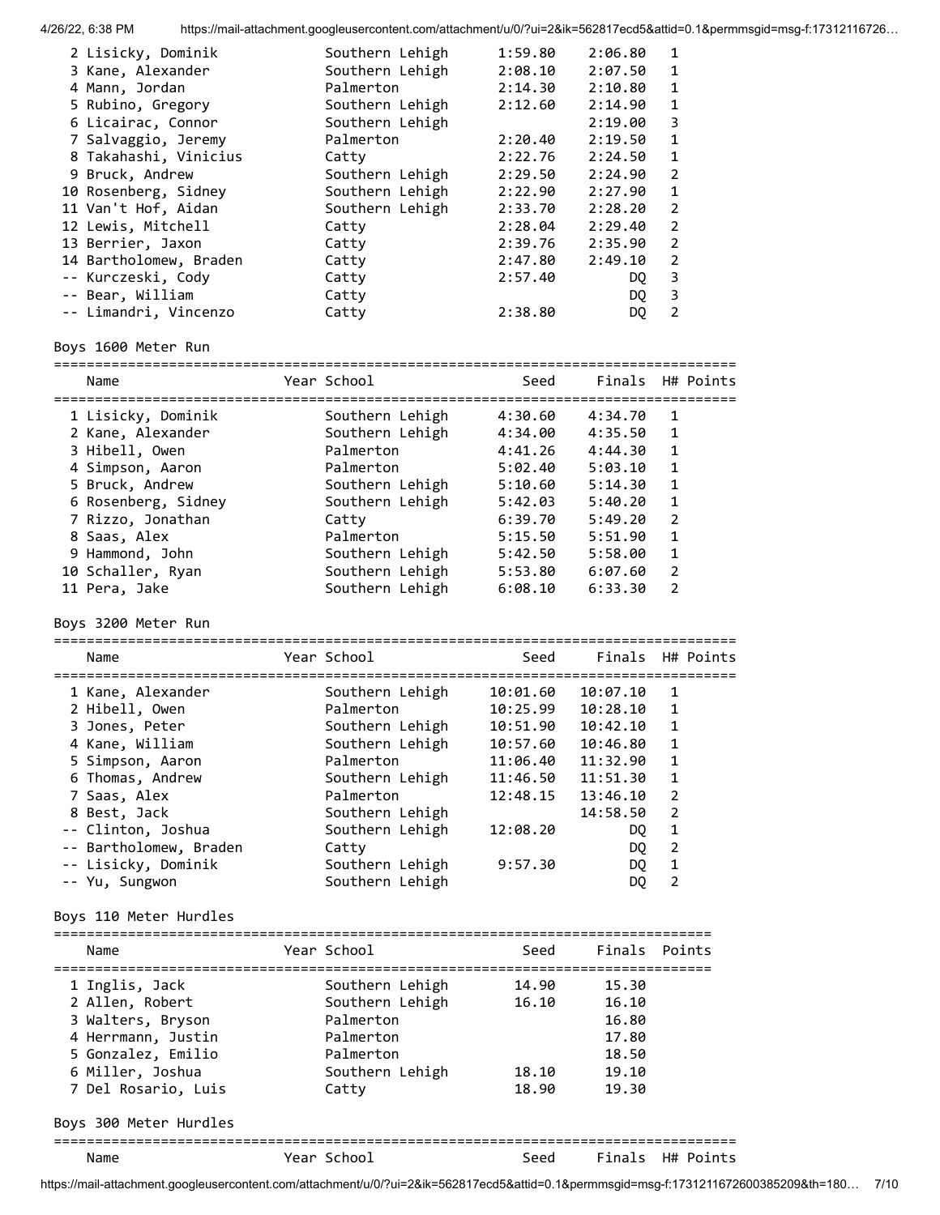| Name | Year School | Seed | Finals | H# | Points |
|---|---|---|---|---|---|
| 2 Lisicky, Dominik | Southern Lehigh | 1:59.80 | 2:06.80 | 1 | |
| 3 Kane, Alexander | Southern Lehigh | 2:08.10 | 2:07.50 | 1 | |
| 4 Mann, Jordan | Palmerton | 2:14.30 | 2:10.80 | 1 | |
| 5 Rubino, Gregory | Southern Lehigh | 2:12.60 | 2:14.90 | 1 | |
| 6 Licairac, Connor | Southern Lehigh | | 2:19.00 | 3 | |
| 7 Salvaggio, Jeremy | Palmerton | 2:20.40 | 2:19.50 | 1 | |
| 8 Takahashi, Vinicius | Catty | 2:22.76 | 2:24.50 | 1 | |
| 9 Bruck, Andrew | Southern Lehigh | 2:29.50 | 2:24.90 | 2 | |
| 10 Rosenberg, Sidney | Southern Lehigh | 2:22.90 | 2:27.90 | 1 | |
| 11 Van't Hof, Aidan | Southern Lehigh | 2:33.70 | 2:28.20 | 2 | |
| 12 Lewis, Mitchell | Catty | 2:28.04 | 2:29.40 | 2 | |
| 13 Berrier, Jaxon | Catty | 2:39.76 | 2:35.90 | 2 | |
| 14 Bartholomew, Braden | Catty | 2:47.80 | 2:49.10 | 2 | |
| -- Kurczeski, Cody | Catty | 2:57.40 | DQ | 3 | |
| -- Bear, William | Catty | | DQ | 3 | |
| -- Limandri, Vincenzo | Catty | 2:38.80 | DQ | 2 | |

Boys 1600 Meter Run

| Name | Year School | Seed | Finals | H# | Points |
|---|---|---|---|---|---|
| 1 Lisicky, Dominik | Southern Lehigh | 4:30.60 | 4:34.70 | 1 | |
| 2 Kane, Alexander | Southern Lehigh | 4:34.00 | 4:35.50 | 1 | |
| 3 Hibell, Owen | Palmerton | 4:41.26 | 4:44.30 | 1 | |
| 4 Simpson, Aaron | Palmerton | 5:02.40 | 5:03.10 | 1 | |
| 5 Bruck, Andrew | Southern Lehigh | 5:10.60 | 5:14.30 | 1 | |
| 6 Rosenberg, Sidney | Southern Lehigh | 5:42.03 | 5:40.20 | 1 | |
| 7 Rizzo, Jonathan | Catty | 6:39.70 | 5:49.20 | 2 | |
| 8 Saas, Alex | Palmerton | 5:15.50 | 5:51.90 | 1 | |
| 9 Hammond, John | Southern Lehigh | 5:42.50 | 5:58.00 | 1 | |
| 10 Schaller, Ryan | Southern Lehigh | 5:53.80 | 6:07.60 | 2 | |
| 11 Pera, Jake | Southern Lehigh | 6:08.10 | 6:33.30 | 2 | |

Boys 3200 Meter Run

| Name | Year School | Seed | Finals | H# | Points |
|---|---|---|---|---|---|
| 1 Kane, Alexander | Southern Lehigh | 10:01.60 | 10:07.10 | 1 | |
| 2 Hibell, Owen | Palmerton | 10:25.99 | 10:28.10 | 1 | |
| 3 Jones, Peter | Southern Lehigh | 10:51.90 | 10:42.10 | 1 | |
| 4 Kane, William | Southern Lehigh | 10:57.60 | 10:46.80 | 1 | |
| 5 Simpson, Aaron | Palmerton | 11:06.40 | 11:32.90 | 1 | |
| 6 Thomas, Andrew | Southern Lehigh | 11:46.50 | 11:51.30 | 1 | |
| 7 Saas, Alex | Palmerton | 12:48.15 | 13:46.10 | 2 | |
| 8 Best, Jack | Southern Lehigh | | 14:58.50 | 2 | |
| -- Clinton, Joshua | Southern Lehigh | 12:08.20 | DQ | 1 | |
| -- Bartholomew, Braden | Catty | | DQ | 2 | |
| -- Lisicky, Dominik | Southern Lehigh | 9:57.30 | DQ | 1 | |
| -- Yu, Sungwon | Southern Lehigh | | DQ | 2 | |

Boys 110 Meter Hurdles

| Name | Year School | Seed | Finals | Points |
|---|---|---|---|---|
| 1 Inglis, Jack | Southern Lehigh | 14.90 | 15.30 | |
| 2 Allen, Robert | Southern Lehigh | 16.10 | 16.10 | |
| 3 Walters, Bryson | Palmerton | | 16.80 | |
| 4 Herrmann, Justin | Palmerton | | 17.80 | |
| 5 Gonzalez, Emilio | Palmerton | | 18.50 | |
| 6 Miller, Joshua | Southern Lehigh | 18.10 | 19.10 | |
| 7 Del Rosario, Luis | Catty | 18.90 | 19.30 | |

Boys 300 Meter Hurdles

| Name | Year School | Seed | Finals | H# | Points |
|---|---|---|---|---|---|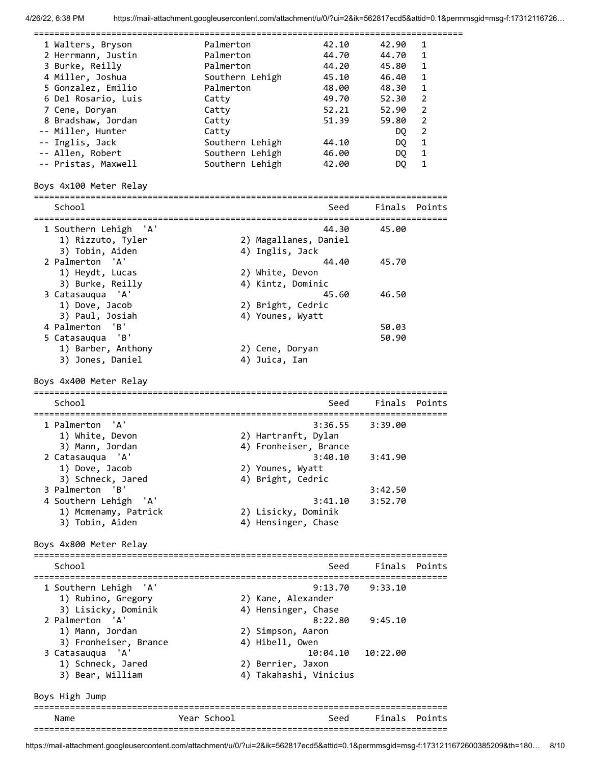| Place | Name | School | Seed | Finals | H# |
|---|---|---|---|---|---|
| 1 | Walters, Bryson | Palmerton | 42.10 | 42.90 | 1 |
| 2 | Herrmann, Justin | Palmerton | 44.70 | 44.70 | 1 |
| 3 | Burke, Reilly | Palmerton | 44.20 | 45.80 | 1 |
| 4 | Miller, Joshua | Southern Lehigh | 45.10 | 46.40 | 1 |
| 5 | Gonzalez, Emilio | Palmerton | 48.00 | 48.30 | 1 |
| 6 | Del Rosario, Luis | Catty | 49.70 | 52.30 | 2 |
| 7 | Cene, Doryan | Catty | 52.21 | 52.90 | 2 |
| 8 | Bradshaw, Jordan | Catty | 51.39 | 59.80 | 2 |
| -- | Miller, Hunter | Catty | | DQ | 2 |
| -- | Inglis, Jack | Southern Lehigh | 44.10 | DQ | 1 |
| -- | Allen, Robert | Southern Lehigh | 46.00 | DQ | 1 |
| -- | Pristas, Maxwell | Southern Lehigh | 42.00 | DQ | 1 |

## Boys 4x100 Meter Relay

| Place | School | Seed | Finals | Points |
|---|---|---|---|---|
| 1 | Southern Lehigh 'A' | 44.30 | 45.00 | |
| | 1) Rizzuto, Tyler; 2) Magallanes, Daniel; 3) Tobin, Aiden; 4) Inglis, Jack | | | |
| 2 | Palmerton 'A' | 44.40 | 45.70 | |
| | 1) Heydt, Lucas; 2) White, Devon; 3) Burke, Reilly; 4) Kintz, Dominic | | | |
| 3 | Catasauqua 'A' | 45.60 | 46.50 | |
| | 1) Dove, Jacob; 2) Bright, Cedric; 3) Paul, Josiah; 4) Younes, Wyatt | | | |
| 4 | Palmerton 'B' | | 50.03 | |
| 5 | Catasauqua 'B' | | 50.90 | |
| | 1) Barber, Anthony; 2) Cene, Doryan; 3) Jones, Daniel; 4) Juica, Ian | | | |

## Boys 4x400 Meter Relay

| Place | School | Seed | Finals | Points |
|---|---|---|---|---|
| 1 | Palmerton 'A' | 3:36.55 | 3:39.00 | |
| | 1) White, Devon; 2) Hartranft, Dylan; 3) Mann, Jordan; 4) Fronheiser, Brance | | | |
| 2 | Catasauqua 'A' | 3:40.10 | 3:41.90 | |
| | 1) Dove, Jacob; 2) Younes, Wyatt; 3) Schneck, Jared; 4) Bright, Cedric | | | |
| 3 | Palmerton 'B' | | 3:42.50 | |
| 4 | Southern Lehigh 'A' | 3:41.10 | 3:52.70 | |
| | 1) Mcmenamy, Patrick; 2) Lisicky, Dominik; 3) Tobin, Aiden; 4) Hensinger, Chase | | | |

## Boys 4x800 Meter Relay

| Place | School | Seed | Finals | Points |
|---|---|---|---|---|
| 1 | Southern Lehigh 'A' | 9:13.70 | 9:33.10 | |
| | 1) Rubino, Gregory; 2) Kane, Alexander; 3) Lisicky, Dominik; 4) Hensinger, Chase | | | |
| 2 | Palmerton 'A' | 8:22.80 | 9:45.10 | |
| | 1) Mann, Jordan; 2) Simpson, Aaron; 3) Fronheiser, Brance; 4) Hibell, Owen | | | |
| 3 | Catasauqua 'A' | 10:04.10 | 10:22.00 | |
| | 1) Schneck, Jared; 2) Berrier, Jaxon; 3) Bear, William; 4) Takahashi, Vinicius | | | |

## Boys High Jump

| Name | Year | School | Seed | Finals | Points |
|---|---|---|---|---|---|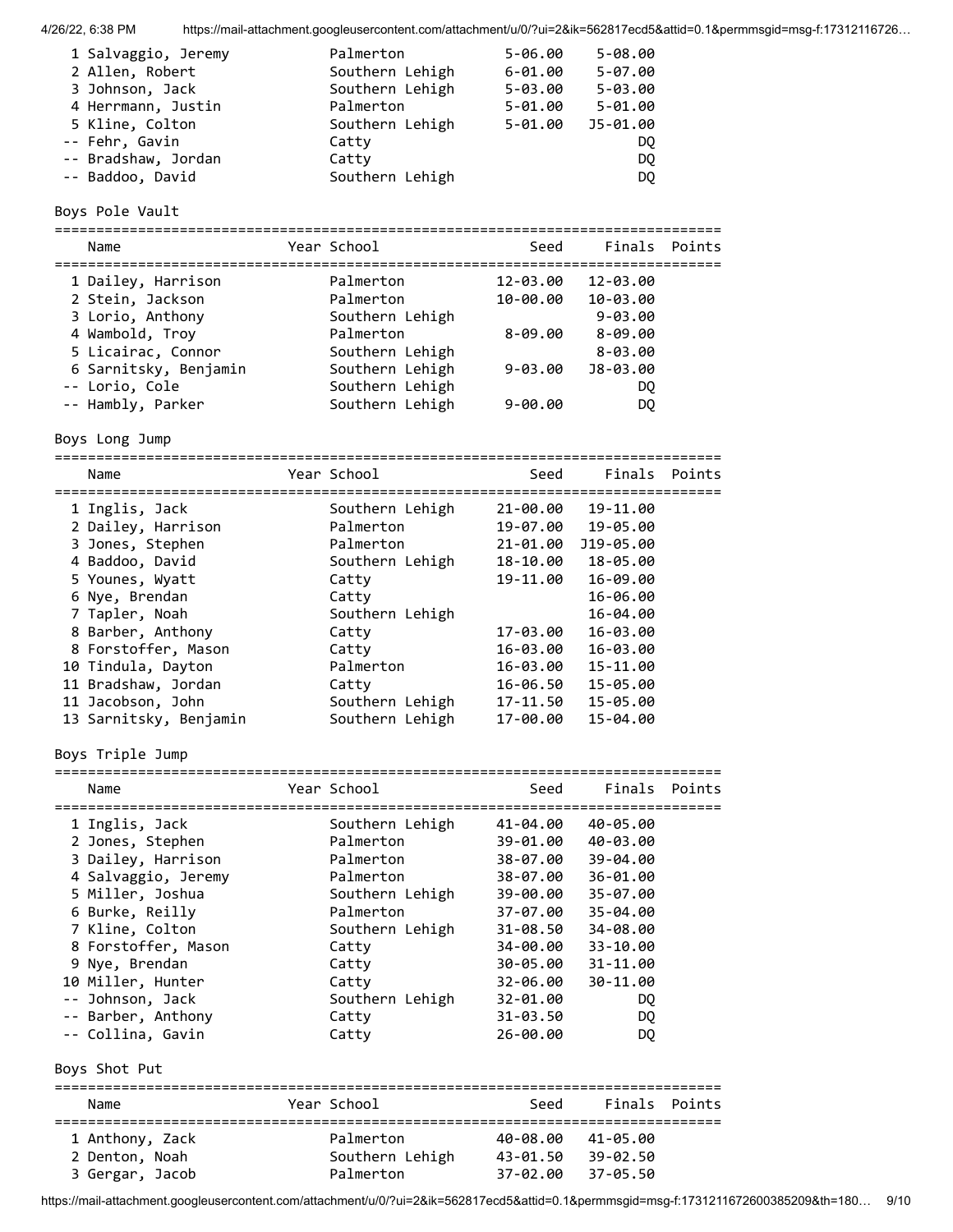| Name | Year | School | Seed | Finals | Points |
|---|---|---|---|---|---|
| 1 Salvaggio, Jeremy | | Palmerton | 5-06.00 | 5-08.00 | |
| 2 Allen, Robert | | Southern Lehigh | 6-01.00 | 5-07.00 | |
| 3 Johnson, Jack | | Southern Lehigh | 5-03.00 | 5-03.00 | |
| 4 Herrmann, Justin | | Palmerton | 5-01.00 | 5-01.00 | |
| 5 Kline, Colton | | Southern Lehigh | 5-01.00 | J5-01.00 | |
| -- Fehr, Gavin | | Catty | | DQ | |
| -- Bradshaw, Jordan | | Catty | | DQ | |
| -- Baddoo, David | | Southern Lehigh | | DQ | |

## Boys Pole Vault

| Name | Year | School | Seed | Finals | Points |
|---|---|---|---|---|---|
| 1 Dailey, Harrison | | Palmerton | 12-03.00 | 12-03.00 | |
| 2 Stein, Jackson | | Palmerton | 10-00.00 | 10-03.00 | |
| 3 Lorio, Anthony | | Southern Lehigh | | 9-03.00 | |
| 4 Wambold, Troy | | Palmerton | 8-09.00 | 8-09.00 | |
| 5 Licairac, Connor | | Southern Lehigh | | 8-03.00 | |
| 6 Sarnitsky, Benjamin | | Southern Lehigh | 9-03.00 | J8-03.00 | |
| -- Lorio, Cole | | Southern Lehigh | | DQ | |
| -- Hambly, Parker | | Southern Lehigh | 9-00.00 | DQ | |

## Boys Long Jump

| Name | Year | School | Seed | Finals | Points |
|---|---|---|---|---|---|
| 1 Inglis, Jack | | Southern Lehigh | 21-00.00 | 19-11.00 | |
| 2 Dailey, Harrison | | Palmerton | 19-07.00 | 19-05.00 | |
| 3 Jones, Stephen | | Palmerton | 21-01.00 | J19-05.00 | |
| 4 Baddoo, David | | Southern Lehigh | 18-10.00 | 18-05.00 | |
| 5 Younes, Wyatt | | Catty | 19-11.00 | 16-09.00 | |
| 6 Nye, Brendan | | Catty | | 16-06.00 | |
| 7 Tapler, Noah | | Southern Lehigh | | 16-04.00 | |
| 8 Barber, Anthony | | Catty | 17-03.00 | 16-03.00 | |
| 8 Forstoffer, Mason | | Catty | 16-03.00 | 16-03.00 | |
| 10 Tindula, Dayton | | Palmerton | 16-03.00 | 15-11.00 | |
| 11 Bradshaw, Jordan | | Catty | 16-06.50 | 15-05.00 | |
| 11 Jacobson, John | | Southern Lehigh | 17-11.50 | 15-05.00 | |
| 13 Sarnitsky, Benjamin | | Southern Lehigh | 17-00.00 | 15-04.00 | |

## Boys Triple Jump

| Name | Year | School | Seed | Finals | Points |
|---|---|---|---|---|---|
| 1 Inglis, Jack | | Southern Lehigh | 41-04.00 | 40-05.00 | |
| 2 Jones, Stephen | | Palmerton | 39-01.00 | 40-03.00 | |
| 3 Dailey, Harrison | | Palmerton | 38-07.00 | 39-04.00 | |
| 4 Salvaggio, Jeremy | | Palmerton | 38-07.00 | 36-01.00 | |
| 5 Miller, Joshua | | Southern Lehigh | 39-00.00 | 35-07.00 | |
| 6 Burke, Reilly | | Palmerton | 37-07.00 | 35-04.00 | |
| 7 Kline, Colton | | Southern Lehigh | 31-08.50 | 34-08.00 | |
| 8 Forstoffer, Mason | | Catty | 34-00.00 | 33-10.00 | |
| 9 Nye, Brendan | | Catty | 30-05.00 | 31-11.00 | |
| 10 Miller, Hunter | | Catty | 32-06.00 | 30-11.00 | |
| -- Johnson, Jack | | Southern Lehigh | 32-01.00 | DQ | |
| -- Barber, Anthony | | Catty | 31-03.50 | DQ | |
| -- Collina, Gavin | | Catty | 26-00.00 | DQ | |

## Boys Shot Put

| Name | Year | School | Seed | Finals | Points |
|---|---|---|---|---|---|
| 1 Anthony, Zack | | Palmerton | 40-08.00 | 41-05.00 | |
| 2 Denton, Noah | | Southern Lehigh | 43-01.50 | 39-02.50 | |
| 3 Gergar, Jacob | | Palmerton | 37-02.00 | 37-05.50 | |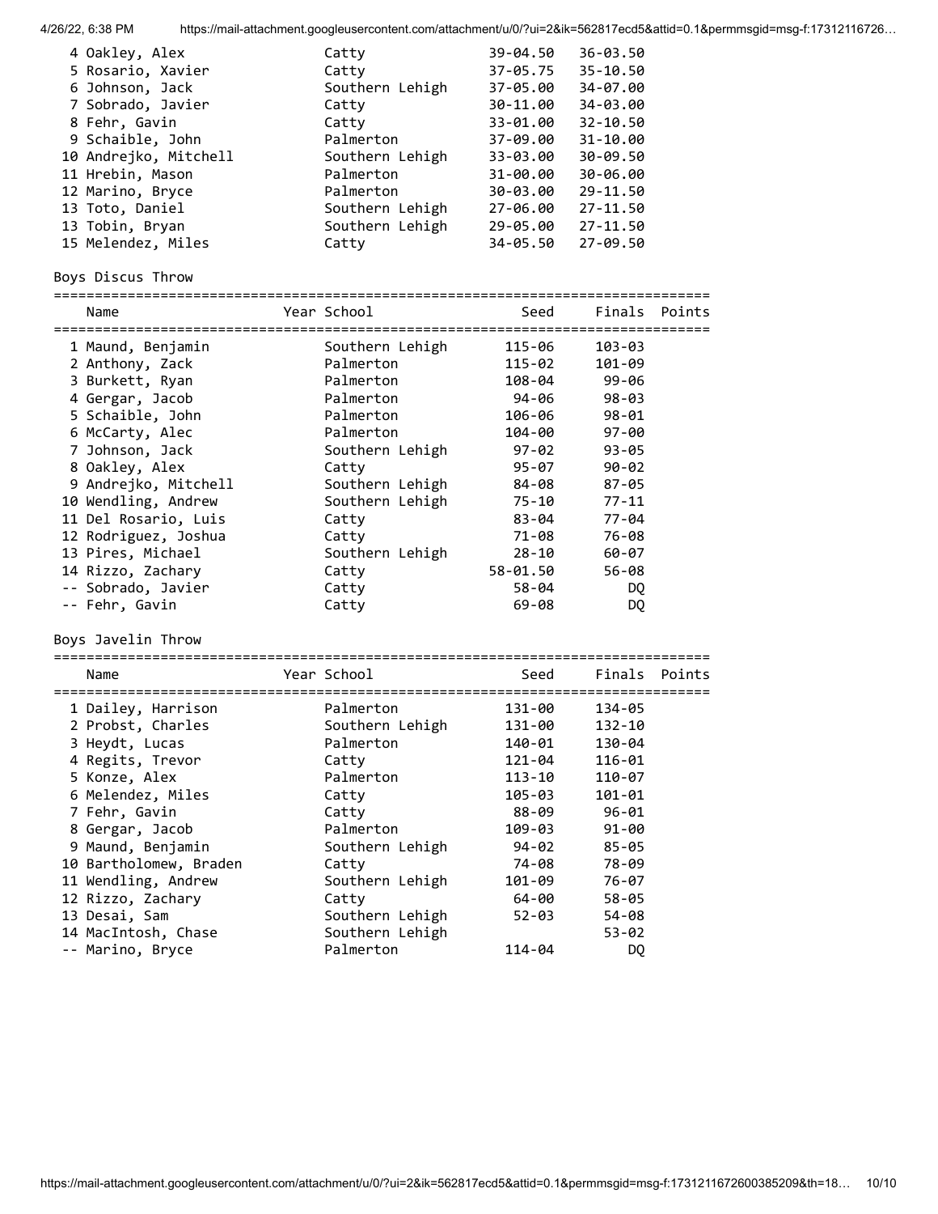| | | | | |
|---|---|---|---|---|
| 4 | Oakley, Alex | Catty | 39-04.50 | 36-03.50 |
| 5 | Rosario, Xavier | Catty | 37-05.75 | 35-10.50 |
| 6 | Johnson, Jack | Southern Lehigh | 37-05.00 | 34-07.00 |
| 7 | Sobrado, Javier | Catty | 30-11.00 | 34-03.00 |
| 8 | Fehr, Gavin | Catty | 33-01.00 | 32-10.50 |
| 9 | Schaible, John | Palmerton | 37-09.00 | 31-10.00 |
| 10 | Andrejko, Mitchell | Southern Lehigh | 33-03.00 | 30-09.50 |
| 11 | Hrebin, Mason | Palmerton | 31-00.00 | 30-06.00 |
| 12 | Marino, Bryce | Palmerton | 30-03.00 | 29-11.50 |
| 13 | Toto, Daniel | Southern Lehigh | 27-06.00 | 27-11.50 |
| 13 | Tobin, Bryan | Southern Lehigh | 29-05.00 | 27-11.50 |
| 15 | Melendez, Miles | Catty | 34-05.50 | 27-09.50 |

Boys Discus Throw

| | Name | Year | School | Seed | Finals | Points |
|---|---|---|---|---|---|---|
| 1 | Maund, Benjamin | | Southern Lehigh | 115-06 | 103-03 | |
| 2 | Anthony, Zack | | Palmerton | 115-02 | 101-09 | |
| 3 | Burkett, Ryan | | Palmerton | 108-04 | 99-06 | |
| 4 | Gergar, Jacob | | Palmerton | 94-06 | 98-03 | |
| 5 | Schaible, John | | Palmerton | 106-06 | 98-01 | |
| 6 | McCarty, Alec | | Palmerton | 104-00 | 97-00 | |
| 7 | Johnson, Jack | | Southern Lehigh | 97-02 | 93-05 | |
| 8 | Oakley, Alex | | Catty | 95-07 | 90-02 | |
| 9 | Andrejko, Mitchell | | Southern Lehigh | 84-08 | 87-05 | |
| 10 | Wendling, Andrew | | Southern Lehigh | 75-10 | 77-11 | |
| 11 | Del Rosario, Luis | | Catty | 83-04 | 77-04 | |
| 12 | Rodriguez, Joshua | | Catty | 71-08 | 76-08 | |
| 13 | Pires, Michael | | Southern Lehigh | 28-10 | 60-07 | |
| 14 | Rizzo, Zachary | | Catty | 58-01.50 | 56-08 | |
| -- | Sobrado, Javier | | Catty | 58-04 | DQ | |
| -- | Fehr, Gavin | | Catty | 69-08 | DQ | |

Boys Javelin Throw

| | Name | Year | School | Seed | Finals | Points |
|---|---|---|---|---|---|---|
| 1 | Dailey, Harrison | | Palmerton | 131-00 | 134-05 | |
| 2 | Probst, Charles | | Southern Lehigh | 131-00 | 132-10 | |
| 3 | Heydt, Lucas | | Palmerton | 140-01 | 130-04 | |
| 4 | Regits, Trevor | | Catty | 121-04 | 116-01 | |
| 5 | Konze, Alex | | Palmerton | 113-10 | 110-07 | |
| 6 | Melendez, Miles | | Catty | 105-03 | 101-01 | |
| 7 | Fehr, Gavin | | Catty | 88-09 | 96-01 | |
| 8 | Gergar, Jacob | | Palmerton | 109-03 | 91-00 | |
| 9 | Maund, Benjamin | | Southern Lehigh | 94-02 | 85-05 | |
| 10 | Bartholomew, Braden | | Catty | 74-08 | 78-09 | |
| 11 | Wendling, Andrew | | Southern Lehigh | 101-09 | 76-07 | |
| 12 | Rizzo, Zachary | | Catty | 64-00 | 58-05 | |
| 13 | Desai, Sam | | Southern Lehigh | 52-03 | 54-08 | |
| 14 | MacIntosh, Chase | | Southern Lehigh | | 53-02 | |
| -- | Marino, Bryce | | Palmerton | 114-04 | DQ | |